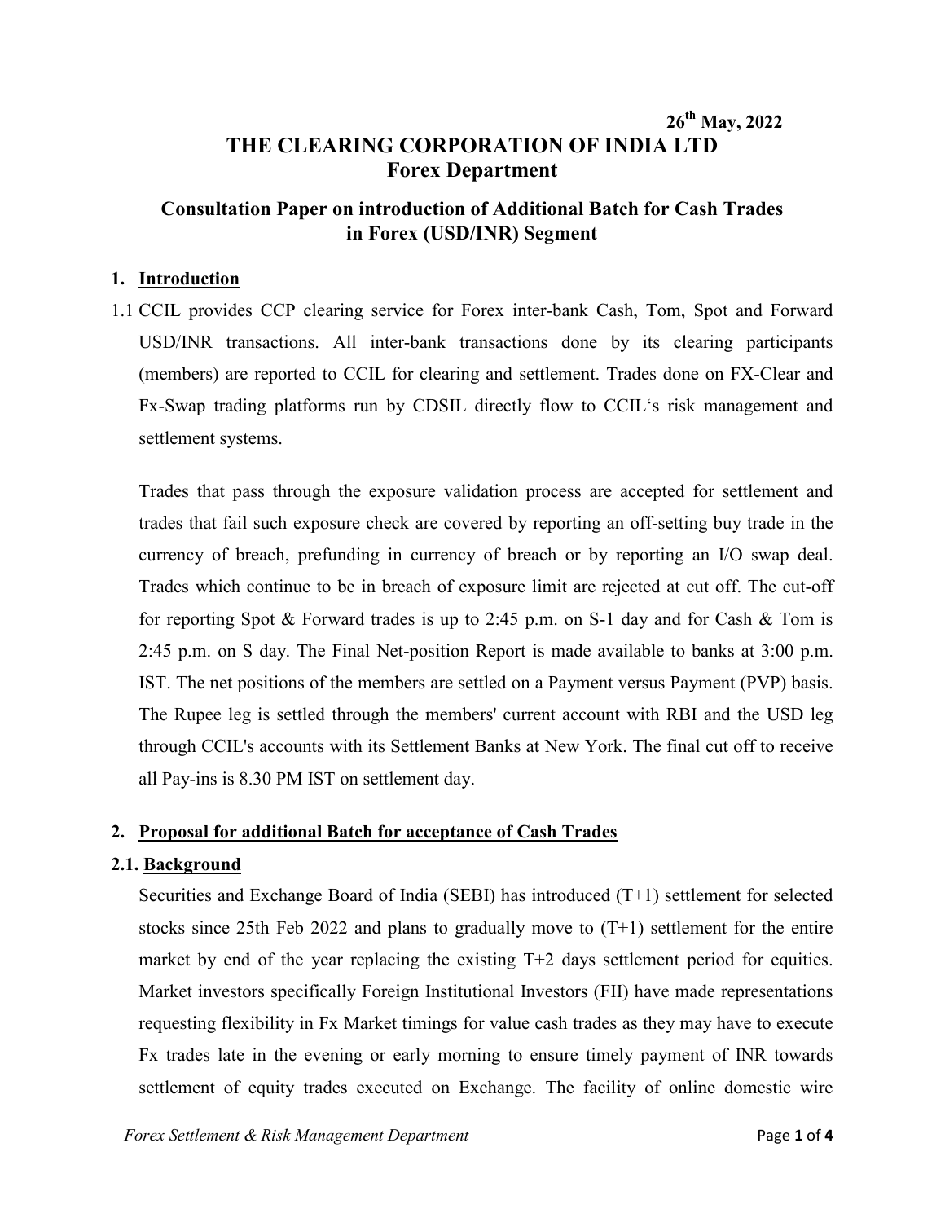**26th May, 2022**

# THE CLEARING CORPORATION OF INDIA LTD
## Forex Department

### Consultation Paper on introduction of Additional Batch for Cash Trades in Forex (USD/INR) Segment

**1. Introduction**

1.1 CCIL provides CCP clearing service for Forex inter-bank Cash, Tom, Spot and Forward USD/INR transactions. All inter-bank transactions done by its clearing participants (members) are reported to CCIL for clearing and settlement. Trades done on FX-Clear and Fx-Swap trading platforms run by CDSIL directly flow to CCIL's risk management and settlement systems.

Trades that pass through the exposure validation process are accepted for settlement and trades that fail such exposure check are covered by reporting an off-setting buy trade in the currency of breach, prefunding in currency of breach or by reporting an I/O swap deal. Trades which continue to be in breach of exposure limit are rejected at cut off. The cut-off for reporting Spot & Forward trades is up to 2:45 p.m. on S-1 day and for Cash & Tom is 2:45 p.m. on S day. The Final Net-position Report is made available to banks at 3:00 p.m. IST. The net positions of the members are settled on a Payment versus Payment (PVP) basis. The Rupee leg is settled through the members' current account with RBI and the USD leg through CCIL's accounts with its Settlement Banks at New York. The final cut off to receive all Pay-ins is 8.30 PM IST on settlement day.

**2. Proposal for additional Batch for acceptance of Cash Trades**

**2.1. Background**

Securities and Exchange Board of India (SEBI) has introduced (T+1) settlement for selected stocks since 25th Feb 2022 and plans to gradually move to (T+1) settlement for the entire market by end of the year replacing the existing T+2 days settlement period for equities. Market investors specifically Foreign Institutional Investors (FII) have made representations requesting flexibility in Fx Market timings for value cash trades as they may have to execute Fx trades late in the evening or early morning to ensure timely payment of INR towards settlement of equity trades executed on Exchange. The facility of online domestic wire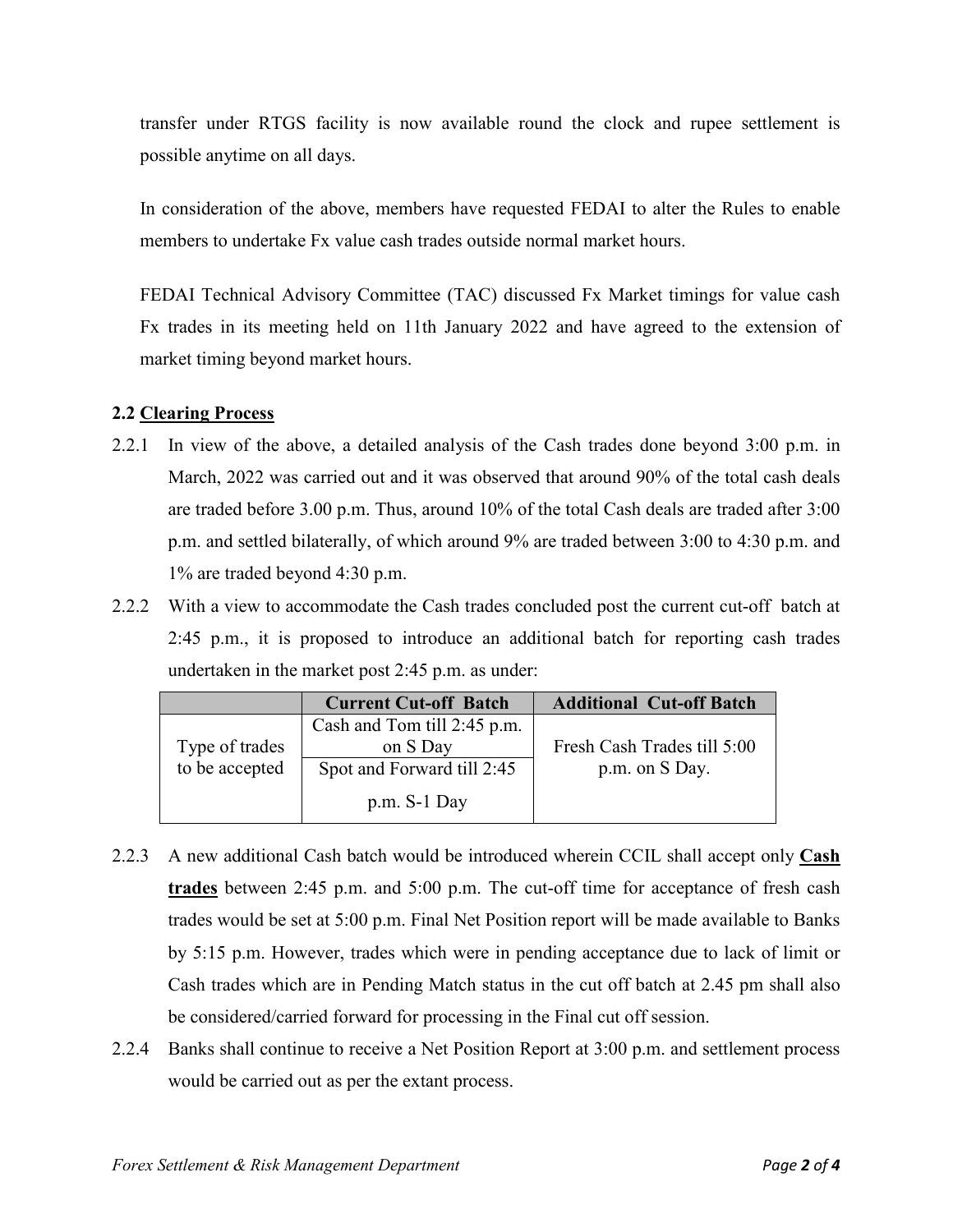transfer under RTGS facility is now available round the clock and rupee settlement is possible anytime on all days.

In consideration of the above, members have requested FEDAI to alter the Rules to enable members to undertake Fx value cash trades outside normal market hours.

FEDAI Technical Advisory Committee (TAC) discussed Fx Market timings for value cash Fx trades in its meeting held on 11th January 2022 and have agreed to the extension of market timing beyond market hours.

**2.2 <u>Clearing Process</u>**

2.2.1 In view of the above, a detailed analysis of the Cash trades done beyond 3:00 p.m. in March, 2022 was carried out and it was observed that around 90% of the total cash deals are traded before 3.00 p.m. Thus, around 10% of the total Cash deals are traded after 3:00 p.m. and settled bilaterally, of which around 9% are traded between 3:00 to 4:30 p.m. and 1% are traded beyond 4:30 p.m.

2.2.2 With a view to accommodate the Cash trades concluded post the current cut-off batch at 2:45 p.m., it is proposed to introduce an additional batch for reporting cash trades undertaken in the market post 2:45 p.m. as under:

| | Current Cut-off Batch | Additional Cut-off Batch |
|---|---|---|
| Type of trades to be accepted | Cash and Tom till 2:45 p.m. on S Day | Fresh Cash Trades till 5:00 p.m. on S Day. |
| | Spot and Forward till 2:45 p.m. S-1 Day | |

2.2.3 A new additional Cash batch would be introduced wherein CCIL shall accept only **<u>Cash trades</u>** between 2:45 p.m. and 5:00 p.m. The cut-off time for acceptance of fresh cash trades would be set at 5:00 p.m. Final Net Position report will be made available to Banks by 5:15 p.m. However, trades which were in pending acceptance due to lack of limit or Cash trades which are in Pending Match status in the cut off batch at 2.45 pm shall also be considered/carried forward for processing in the Final cut off session.

2.2.4 Banks shall continue to receive a Net Position Report at 3:00 p.m. and settlement process would be carried out as per the extant process.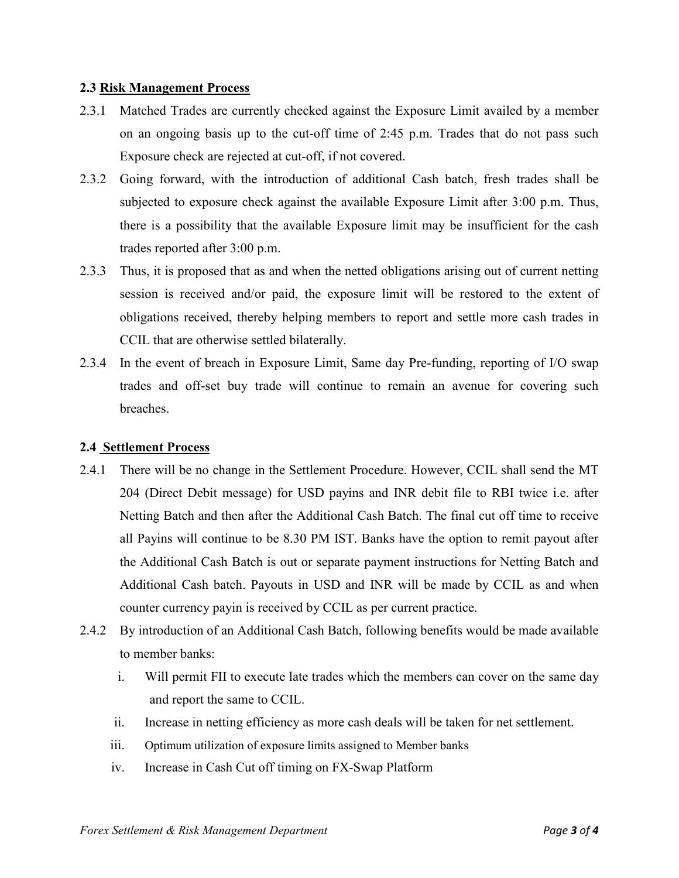### 2.3 Risk Management Process

2.3.1 Matched Trades are currently checked against the Exposure Limit availed by a member on an ongoing basis up to the cut-off time of 2:45 p.m. Trades that do not pass such Exposure check are rejected at cut-off, if not covered.

2.3.2 Going forward, with the introduction of additional Cash batch, fresh trades shall be subjected to exposure check against the available Exposure Limit after 3:00 p.m. Thus, there is a possibility that the available Exposure limit may be insufficient for the cash trades reported after 3:00 p.m.

2.3.3 Thus, it is proposed that as and when the netted obligations arising out of current netting session is received and/or paid, the exposure limit will be restored to the extent of obligations received, thereby helping members to report and settle more cash trades in CCIL that are otherwise settled bilaterally.

2.3.4 In the event of breach in Exposure Limit, Same day Pre-funding, reporting of I/O swap trades and off-set buy trade will continue to remain an avenue for covering such breaches.

### 2.4 Settlement Process

2.4.1 There will be no change in the Settlement Procedure. However, CCIL shall send the MT 204 (Direct Debit message) for USD payins and INR debit file to RBI twice i.e. after Netting Batch and then after the Additional Cash Batch. The final cut off time to receive all Payins will continue to be 8.30 PM IST. Banks have the option to remit payout after the Additional Cash Batch is out or separate payment instructions for Netting Batch and Additional Cash batch. Payouts in USD and INR will be made by CCIL as and when counter currency payin is received by CCIL as per current practice.

2.4.2 By introduction of an Additional Cash Batch, following benefits would be made available to member banks:

i. Will permit FII to execute late trades which the members can cover on the same day and report the same to CCIL.

ii. Increase in netting efficiency as more cash deals will be taken for net settlement.

iii. Optimum utilization of exposure limits assigned to Member banks

iv. Increase in Cash Cut off timing on FX-Swap Platform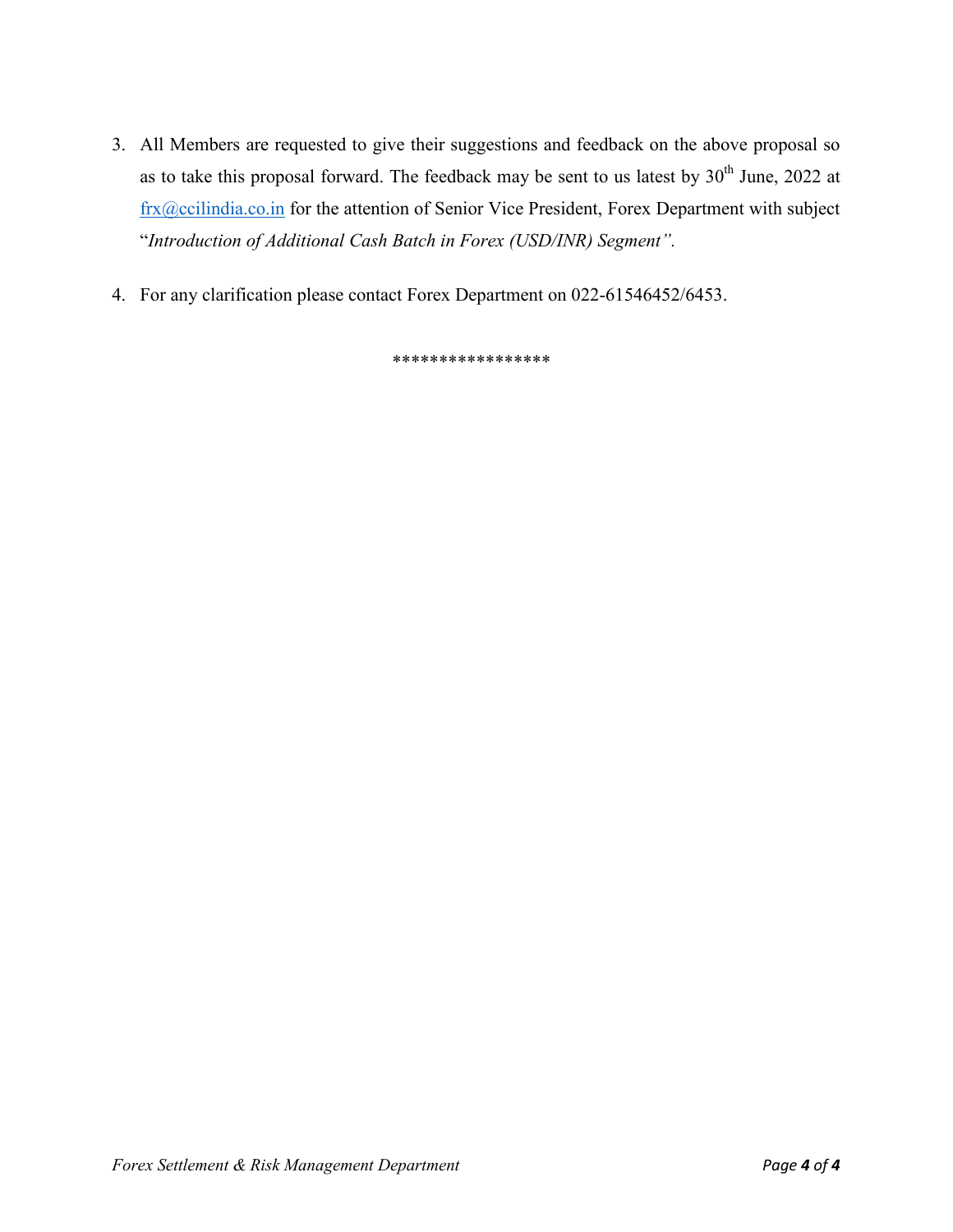3. All Members are requested to give their suggestions and feedback on the above proposal so as to take this proposal forward. The feedback may be sent to us latest by 30th June, 2022 at frx@ccilindia.co.in for the attention of Senior Vice President, Forex Department with subject "*Introduction of Additional Cash Batch in Forex (USD/INR) Segment"*.

4. For any clarification please contact Forex Department on 022-61546452/6453.

*****************